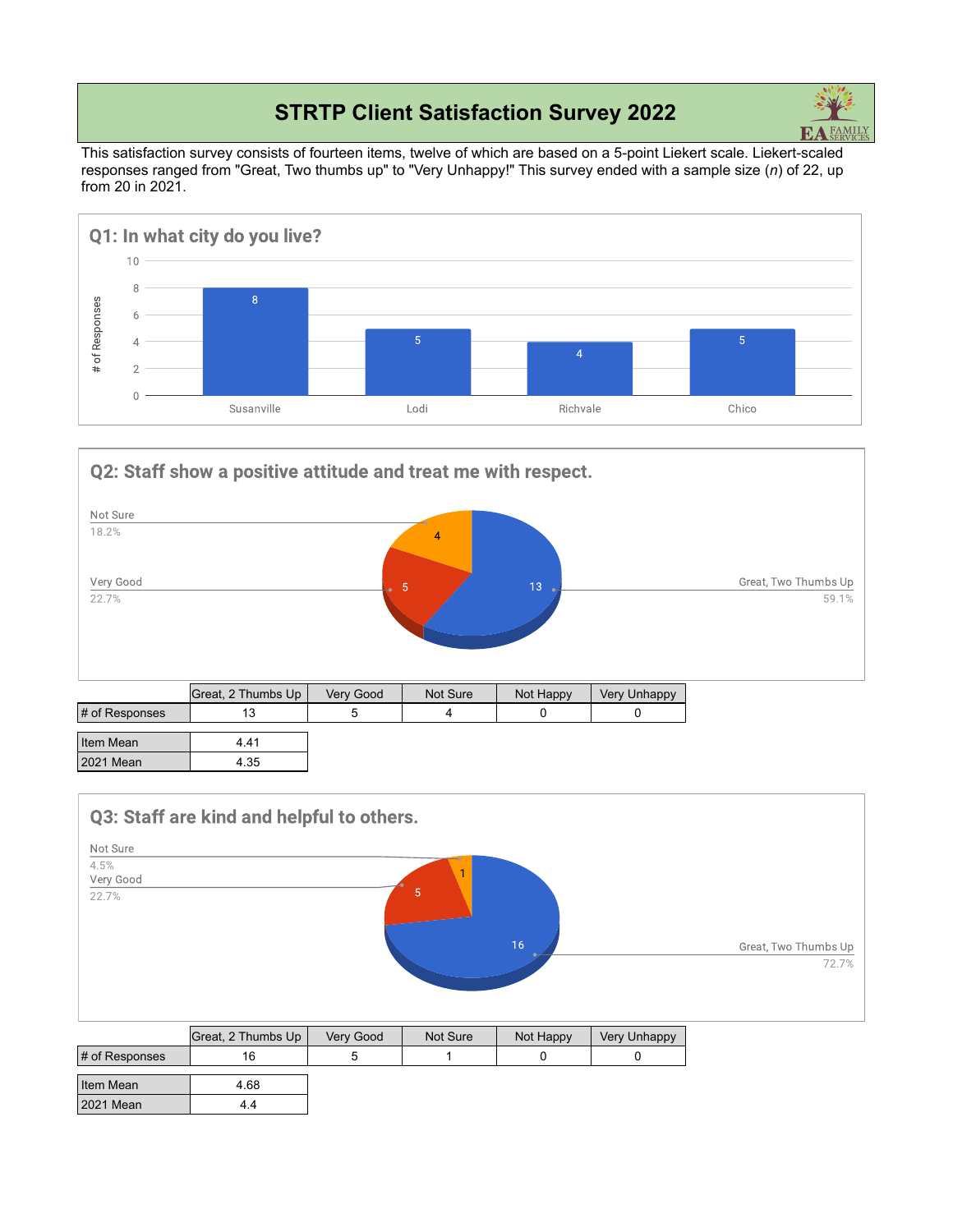# STRTP Client Satisfaction Survey 2022

This satisfaction survey consists of fourteen items, twelve of which are based on a 5-point Liekert scale. Liekert-scaled responses ranged from "Great, Two thumbs up" to "Very Unhappy!" This survey ended with a sample size (*n*) of 22, up from 20 in 2021.

## Q1: In what city do you live?

| City | # of Responses |
|---|---|
| Susanville | 8 |
| Lodi | 5 |
| Richvale | 4 |
| Chico | 5 |

## Q2: Staff show a positive attitude and treat me with respect.

Great, Two Thumbs Up: 13 (59.1%); Very Good: 5 (22.7%); Not Sure: 4 (18.2%)

| | Great, 2 Thumbs Up | Very Good | Not Sure | Not Happy | Very Unhappy |
|---|---|---|---|---|---|
| # of Responses | 13 | 5 | 4 | 0 | 0 |

| | |
|---|---|
| Item Mean | 4.41 |
| 2021 Mean | 4.35 |

## Q3: Staff are kind and helpful to others.

Great, Two Thumbs Up: 16 (72.7%); Very Good: 5 (22.7%); Not Sure: 1 (4.5%)

| | Great, 2 Thumbs Up | Very Good | Not Sure | Not Happy | Very Unhappy |
|---|---|---|---|---|---|
| # of Responses | 16 | 5 | 1 | 0 | 0 |

| | |
|---|---|
| Item Mean | 4.68 |
| 2021 Mean | 4.4 |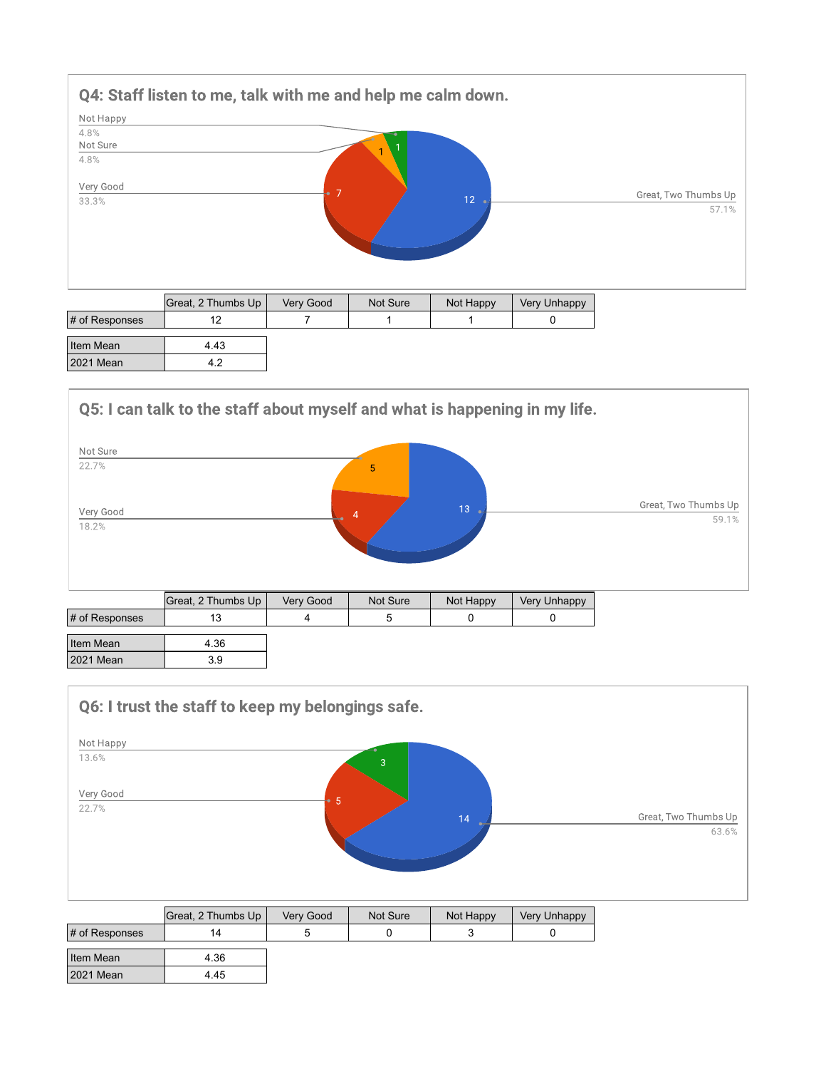## Q4: Staff listen to me, talk with me and help me calm down.

Not Happy 4.8%
Not Sure 4.8%
Very Good 33.3%
Great, Two Thumbs Up 57.1%

| | Great, 2 Thumbs Up | Very Good | Not Sure | Not Happy | Very Unhappy |
|---|---|---|---|---|---|
| # of Responses | 12 | 7 | 1 | 1 | 0 |

| | |
|---|---|
| Item Mean | 4.43 |
| 2021 Mean | 4.2 |

## Q5: I can talk to the staff about myself and what is happening in my life.

Not Sure 22.7%
Very Good 18.2%
Great, Two Thumbs Up 59.1%

| | Great, 2 Thumbs Up | Very Good | Not Sure | Not Happy | Very Unhappy |
|---|---|---|---|---|---|
| # of Responses | 13 | 4 | 5 | 0 | 0 |

| | |
|---|---|
| Item Mean | 4.36 |
| 2021 Mean | 3.9 |

## Q6: I trust the staff to keep my belongings safe.

Not Happy 13.6%
Very Good 22.7%
Great, Two Thumbs Up 63.6%

| | Great, 2 Thumbs Up | Very Good | Not Sure | Not Happy | Very Unhappy |
|---|---|---|---|---|---|
| # of Responses | 14 | 5 | 0 | 3 | 0 |

| | |
|---|---|
| Item Mean | 4.36 |
| 2021 Mean | 4.45 |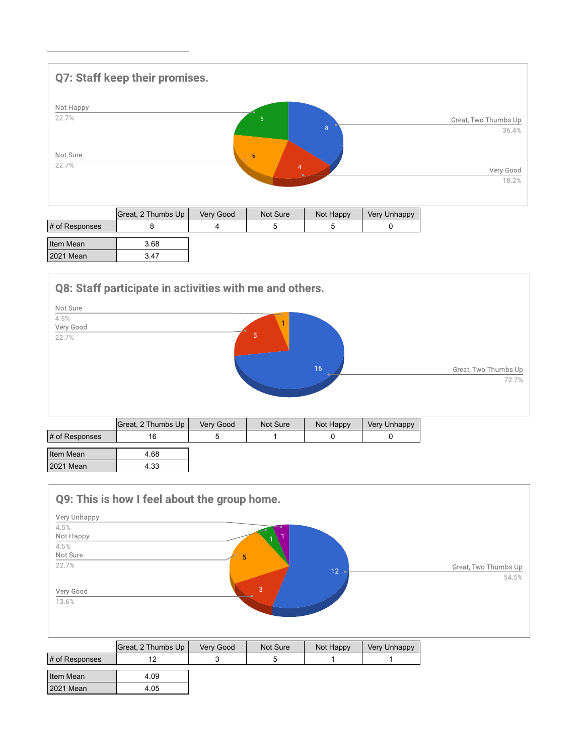## Q7: Staff keep their promises.

Not Happy 22.7%
Not Sure 22.7%
Great, Two Thumbs Up 36.4%
Very Good 18.2%

| | Great, 2 Thumbs Up | Very Good | Not Sure | Not Happy | Very Unhappy |
|---|---|---|---|---|---|
| # of Responses | 8 | 4 | 5 | 5 | 0 |

| | |
|---|---|
| Item Mean | 3.68 |
| 2021 Mean | 3.47 |

## Q8: Staff participate in activities with me and others.

Not Sure 4.5%
Very Good 22.7%
Great, Two Thumbs Up 72.7%

| | Great, 2 Thumbs Up | Very Good | Not Sure | Not Happy | Very Unhappy |
|---|---|---|---|---|---|
| # of Responses | 16 | 5 | 1 | 0 | 0 |

| | |
|---|---|
| Item Mean | 4.68 |
| 2021 Mean | 4.33 |

## Q9: This is how I feel about the group home.

Very Unhappy 4.5%
Not Happy 4.5%
Not Sure 22.7%
Very Good 13.6%
Great, Two Thumbs Up 54.5%

| | Great, 2 Thumbs Up | Very Good | Not Sure | Not Happy | Very Unhappy |
|---|---|---|---|---|---|
| # of Responses | 12 | 3 | 5 | 1 | 1 |

| | |
|---|---|
| Item Mean | 4.09 |
| 2021 Mean | 4.05 |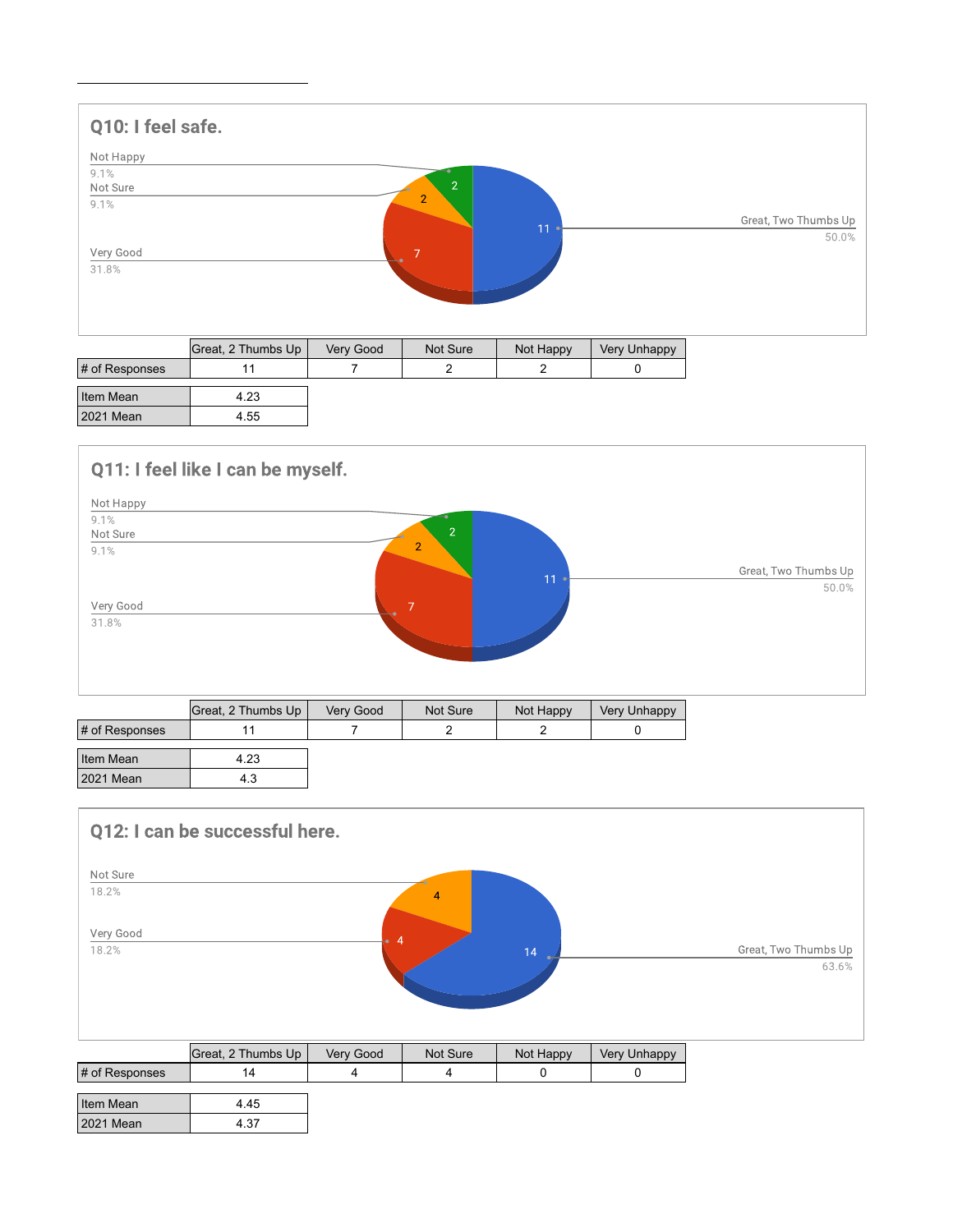## Q10: I feel safe.

Not Happy 9.1%
Not Sure 9.1%
Very Good 31.8%
Great, Two Thumbs Up 50.0%

| | Great, 2 Thumbs Up | Very Good | Not Sure | Not Happy | Very Unhappy |
|---|---|---|---|---|---|
| # of Responses | 11 | 7 | 2 | 2 | 0 |

| | |
|---|---|
| Item Mean | 4.23 |
| 2021 Mean | 4.55 |

## Q11: I feel like I can be myself.

Not Happy 9.1%
Not Sure 9.1%
Very Good 31.8%
Great, Two Thumbs Up 50.0%

| | Great, 2 Thumbs Up | Very Good | Not Sure | Not Happy | Very Unhappy |
|---|---|---|---|---|---|
| # of Responses | 11 | 7 | 2 | 2 | 0 |

| | |
|---|---|
| Item Mean | 4.23 |
| 2021 Mean | 4.3 |

## Q12: I can be successful here.

Not Sure 18.2%
Very Good 18.2%
Great, Two Thumbs Up 63.6%

| | Great, 2 Thumbs Up | Very Good | Not Sure | Not Happy | Very Unhappy |
|---|---|---|---|---|---|
| # of Responses | 14 | 4 | 4 | 0 | 0 |

| | |
|---|---|
| Item Mean | 4.45 |
| 2021 Mean | 4.37 |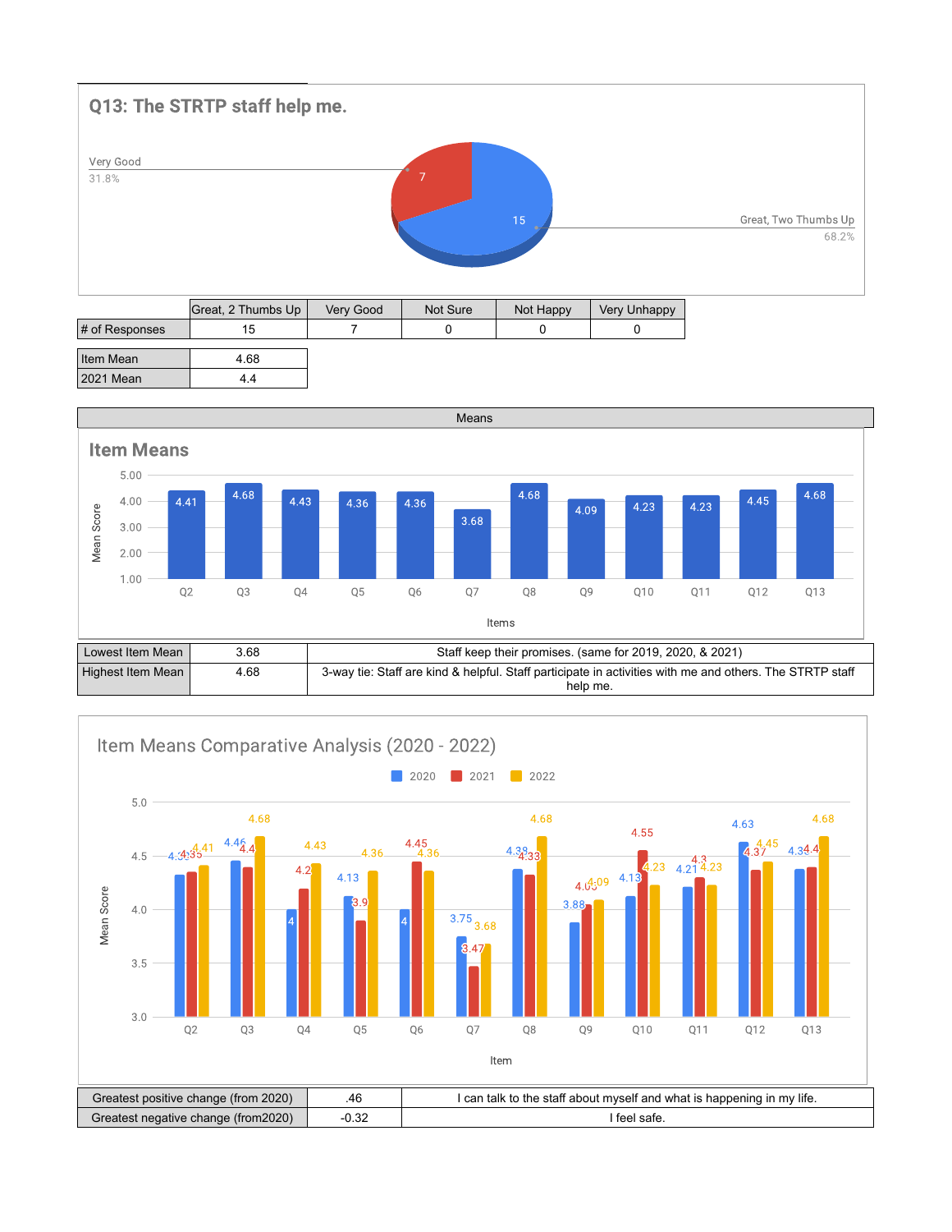## Q13: The STRTP staff help me.

Very Good
31.8%
7
15
Great, Two Thumbs Up
68.2%

| | Great, 2 Thumbs Up | Very Good | Not Sure | Not Happy | Very Unhappy |
|---|---|---|---|---|---|
| # of Responses | 15 | 7 | 0 | 0 | 0 |

| | |
|---|---|
| Item Mean | 4.68 |
| 2021 Mean | 4.4 |

Means

### Item Means

5.00
4.00
3.00
2.00
1.00
Mean Score
4.41 4.68 4.43 4.36 4.36 3.68 4.68 4.09 4.23 4.23 4.45 4.68
Q2 Q3 Q4 Q5 Q6 Q7 Q8 Q9 Q10 Q11 Q12 Q13
Items

| | | |
|---|---|---|
| Lowest Item Mean | 3.68 | Staff keep their promises. (same for 2019, 2020, & 2021) |
| Highest Item Mean | 4.68 | 3-way tie: Staff are kind & helpful. Staff participate in activities with me and others. The STRTP staff help me. |

### Item Means Comparative Analysis (2020 - 2022)

2020 2021 2022

5.0
4.5
4.0
3.5
3.0
Mean Score
4.33 4.35 4.41 4.46 4.4 4.68 4 4.2 4.43 4.13 3.9 4.36 4 4.45 4.36 3.75 3.47 3.68 4.38 4.33 4.68 3.88 4.03 4.09 4.13 4.55 4.23 4.21 4.3 4.23 4.63 4.37 4.45 4.38 4.4 4.68
Q2 Q3 Q4 Q5 Q6 Q7 Q8 Q9 Q10 Q11 Q12 Q13
Item

| | | |
|---|---|---|
| Greatest positive change (from 2020) | .46 | I can talk to the staff about myself and what is happening in my life. |
| Greatest negative change (from2020) | -0.32 | I feel safe. |